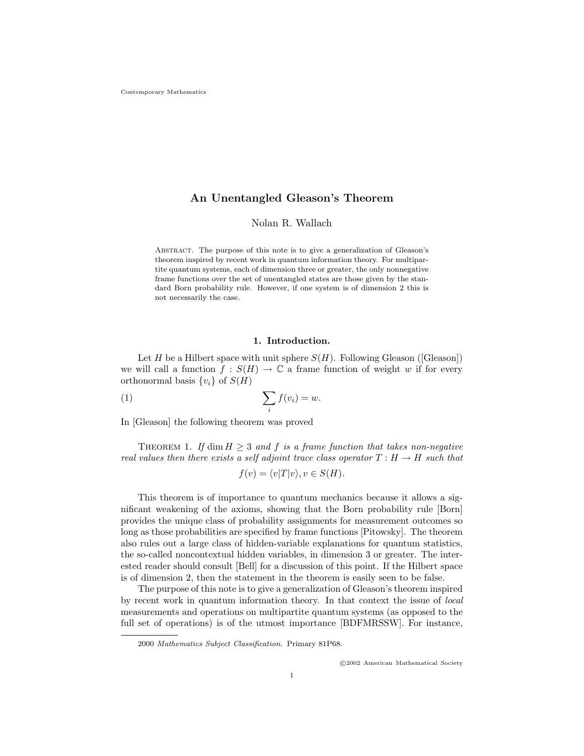# An Unentangled Gleason's Theorem

Nolan R. Wallach

Abstract. The purpose of this note is to give a generalization of Gleason's theorem inspired by recent work in quantum information theory. For multipartite quantum systems, each of dimension three or greater, the only nonnegative frame functions over the set of unentangled states are those given by the standard Born probability rule. However, if one system is of dimension 2 this is not necessarily the case.

## 1. Introduction.

Let $H$ be a Hilbert space with unit sphere $S(H)$. Following Gleason ([Gleason]) we will call a function $f : S(H) \to \mathbb{C}$ a frame function of weight $w$ if for every orthonormal basis $\{v_i\}$ of $S(H)$

$$\sum_i f(v_i) = w. \tag{1}$$

In [Gleason] the following theorem was proved

Theorem 1. *If $\dim H \geq 3$ and $f$ is a frame function that takes non-negative real values then there exists a self adjoint trace class operator $T : H \to H$ such that*

$$f(v) = \langle v|T|v\rangle, v \in S(H).$$

This theorem is of importance to quantum mechanics because it allows a significant weakening of the axioms, showing that the Born probability rule [Born] provides the unique class of probability assignments for measurement outcomes so long as those probabilities are specified by frame functions [Pitowsky]. The theorem also rules out a large class of hidden-variable explanations for quantum statistics, the so-called noncontextual hidden variables, in dimension 3 or greater. The interested reader should consult [Bell] for a discussion of this point. If the Hilbert space is of dimension 2, then the statement in the theorem is easily seen to be false.

The purpose of this note is to give a generalization of Gleason's theorem inspired by recent work in quantum information theory. In that context the issue of *local* measurements and operations on multipartite quantum systems (as opposed to the full set of operations) is of the utmost importance [BDFMRSSW]. For instance,

2000 *Mathematics Subject Classification.* Primary 81P68.

©2002 American Mathematical Society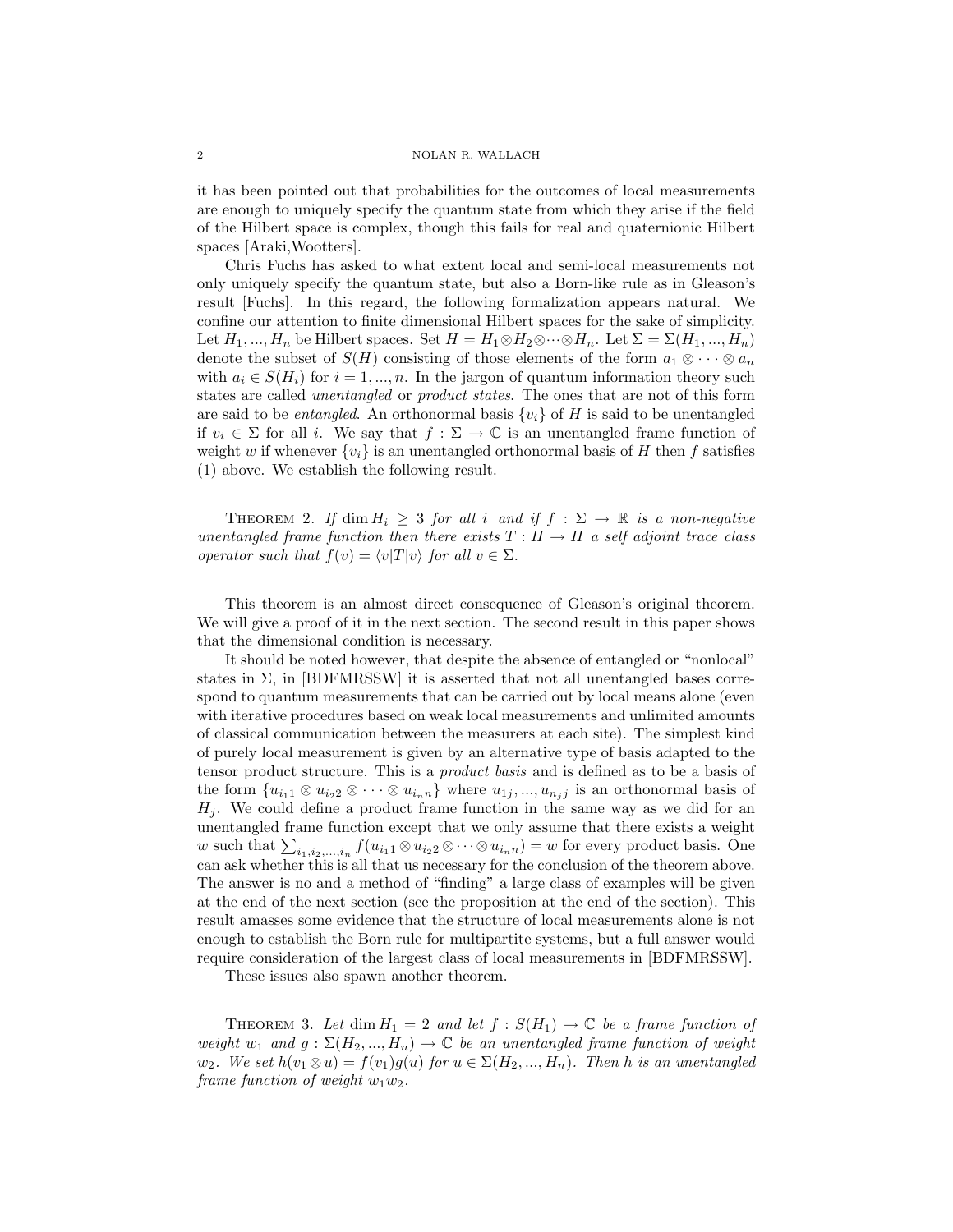it has been pointed out that probabilities for the outcomes of local measurements are enough to uniquely specify the quantum state from which they arise if the field of the Hilbert space is complex, though this fails for real and quaternionic Hilbert spaces [Araki,Wootters].

Chris Fuchs has asked to what extent local and semi-local measurements not only uniquely specify the quantum state, but also a Born-like rule as in Gleason's result [Fuchs]. In this regard, the following formalization appears natural. We confine our attention to finite dimensional Hilbert spaces for the sake of simplicity. Let $H_1, ..., H_n$ be Hilbert spaces. Set $H = H_1 \otimes H_2 \otimes \cdots \otimes H_n$. Let $\Sigma = \Sigma(H_1, ..., H_n)$ denote the subset of $S(H)$ consisting of those elements of the form $a_1 \otimes \cdots \otimes a_n$ with $a_i \in S(H_i)$ for $i = 1, ..., n$. In the jargon of quantum information theory such states are called *unentangled* or *product states*. The ones that are not of this form are said to be *entangled*. An orthonormal basis $\{v_i\}$ of $H$ is said to be unentangled if $v_i \in \Sigma$ for all $i$. We say that $f : \Sigma \to \mathbb{C}$ is an unentangled frame function of weight $w$ if whenever $\{v_i\}$ is an unentangled orthonormal basis of $H$ then $f$ satisfies (1) above. We establish the following result.

THEOREM 2. *If $\dim H_i \geq 3$ for all $i$ and if $f : \Sigma \to \mathbb{R}$ is a non-negative unentangled frame function then there exists $T : H \to H$ a self adjoint trace class operator such that $f(v) = \langle v|T|v \rangle$ for all $v \in \Sigma$.*

This theorem is an almost direct consequence of Gleason's original theorem. We will give a proof of it in the next section. The second result in this paper shows that the dimensional condition is necessary.

It should be noted however, that despite the absence of entangled or "nonlocal" states in $\Sigma$, in [BDFMRSSW] it is asserted that not all unentangled bases correspond to quantum measurements that can be carried out by local means alone (even with iterative procedures based on weak local measurements and unlimited amounts of classical communication between the measurers at each site). The simplest kind of purely local measurement is given by an alternative type of basis adapted to the tensor product structure. This is a *product basis* and is defined as to be a basis of the form $\{u_{i_1 1} \otimes u_{i_2 2} \otimes \cdots \otimes u_{i_n n}\}$ where $u_{1j}, ..., u_{n_j j}$ is an orthonormal basis of $H_j$. We could define a product frame function in the same way as we did for an unentangled frame function except that we only assume that there exists a weight $w$ such that $\sum_{i_1, i_2, ..., i_n} f(u_{i_1 1} \otimes u_{i_2 2} \otimes \cdots \otimes u_{i_n n}) = w$ for every product basis. One can ask whether this is all that us necessary for the conclusion of the theorem above. The answer is no and a method of "finding" a large class of examples will be given at the end of the next section (see the proposition at the end of the section). This result amasses some evidence that the structure of local measurements alone is not enough to establish the Born rule for multipartite systems, but a full answer would require consideration of the largest class of local measurements in [BDFMRSSW].

These issues also spawn another theorem.

THEOREM 3. *Let $\dim H_1 = 2$ and let $f : S(H_1) \to \mathbb{C}$ be a frame function of weight $w_1$ and $g : \Sigma(H_2, ..., H_n) \to \mathbb{C}$ be an unentangled frame function of weight $w_2$. We set $h(v_1 \otimes u) = f(v_1)g(u)$ for $u \in \Sigma(H_2, ..., H_n)$. Then $h$ is an unentangled frame function of weight $w_1 w_2$.*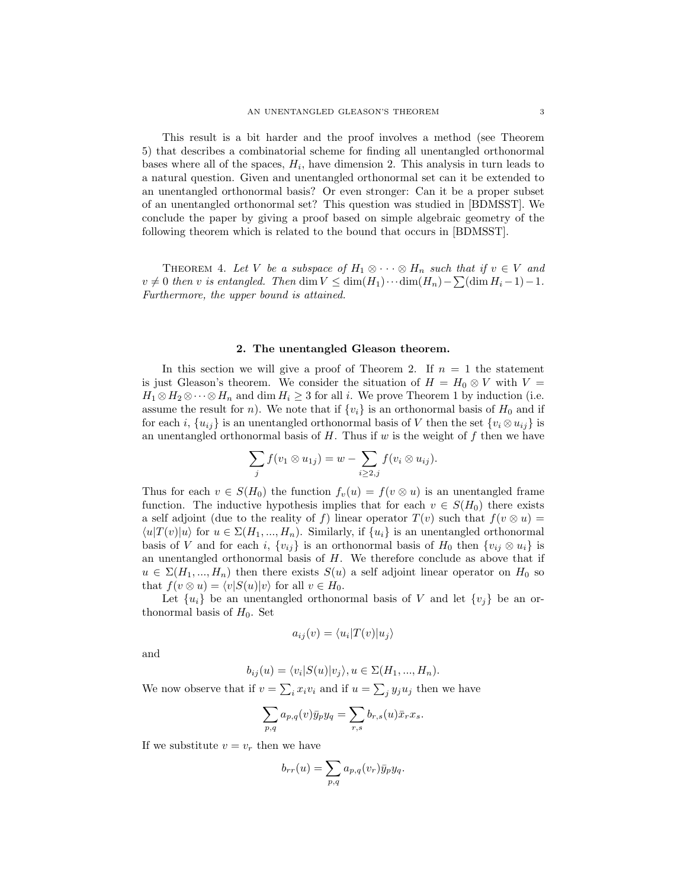This result is a bit harder and the proof involves a method (see Theorem 5) that describes a combinatorial scheme for finding all unentangled orthonormal bases where all of the spaces, $H_i$, have dimension 2. This analysis in turn leads to a natural question. Given and unentangled orthonormal set can it be extended to an unentangled orthonormal basis? Or even stronger: Can it be a proper subset of an unentangled orthonormal set? This question was studied in [BDMSST]. We conclude the paper by giving a proof based on simple algebraic geometry of the following theorem which is related to the bound that occurs in [BDMSST].

THEOREM 4. *Let $V$ be a subspace of $H_1 \otimes \cdots \otimes H_n$ such that if $v \in V$ and $v \neq 0$ then $v$ is entangled. Then $\dim V \leq \dim(H_1) \cdots \dim(H_n) - \sum(\dim H_i - 1) - 1$. Furthermore, the upper bound is attained.*

## 2. The unentangled Gleason theorem.

In this section we will give a proof of Theorem 2. If $n = 1$ the statement is just Gleason's theorem. We consider the situation of $H = H_0 \otimes V$ with $V = H_1 \otimes H_2 \otimes \cdots \otimes H_n$ and $\dim H_i \geq 3$ for all $i$. We prove Theorem 1 by induction (i.e. assume the result for $n$). We note that if $\{v_i\}$ is an orthonormal basis of $H_0$ and if for each $i$, $\{u_{ij}\}$ is an unentangled orthonormal basis of $V$ then the set $\{v_i \otimes u_{ij}\}$ is an unentangled orthonormal basis of $H$. Thus if $w$ is the weight of $f$ then we have

$$\sum_j f(v_1 \otimes u_{1j}) = w - \sum_{i \geq 2, j} f(v_i \otimes u_{ij}).$$

Thus for each $v \in S(H_0)$ the function $f_v(u) = f(v \otimes u)$ is an unentangled frame function. The inductive hypothesis implies that for each $v \in S(H_0)$ there exists a self adjoint (due to the reality of $f$) linear operator $T(v)$ such that $f(v \otimes u) = \langle u|T(v)|u\rangle$ for $u \in \Sigma(H_1, ..., H_n)$. Similarly, if $\{u_i\}$ is an unentangled orthonormal basis of $V$ and for each $i$, $\{v_{ij}\}$ is an orthonormal basis of $H_0$ then $\{v_{ij} \otimes u_i\}$ is an unentangled orthonormal basis of $H$. We therefore conclude as above that if $u \in \Sigma(H_1, ..., H_n)$ then there exists $S(u)$ a self adjoint linear operator on $H_0$ so that $f(v \otimes u) = \langle v|S(u)|v\rangle$ for all $v \in H_0$.

Let $\{u_i\}$ be an unentangled orthonormal basis of $V$ and let $\{v_j\}$ be an orthonormal basis of $H_0$. Set

$$a_{ij}(v) = \langle u_i|T(v)|u_j\rangle$$

and

$$b_{ij}(u) = \langle v_i|S(u)|v_j\rangle, u \in \Sigma(H_1, ..., H_n).$$

We now observe that if $v = \sum_i x_i v_i$ and if $u = \sum_j y_j u_j$ then we have

$$\sum_{p,q} a_{p,q}(v)\bar{y}_p y_q = \sum_{r,s} b_{r,s}(u)\bar{x}_r x_s.$$

If we substitute $v = v_r$ then we have

$$b_{rr}(u) = \sum_{p,q} a_{p,q}(v_r)\bar{y}_p y_q.$$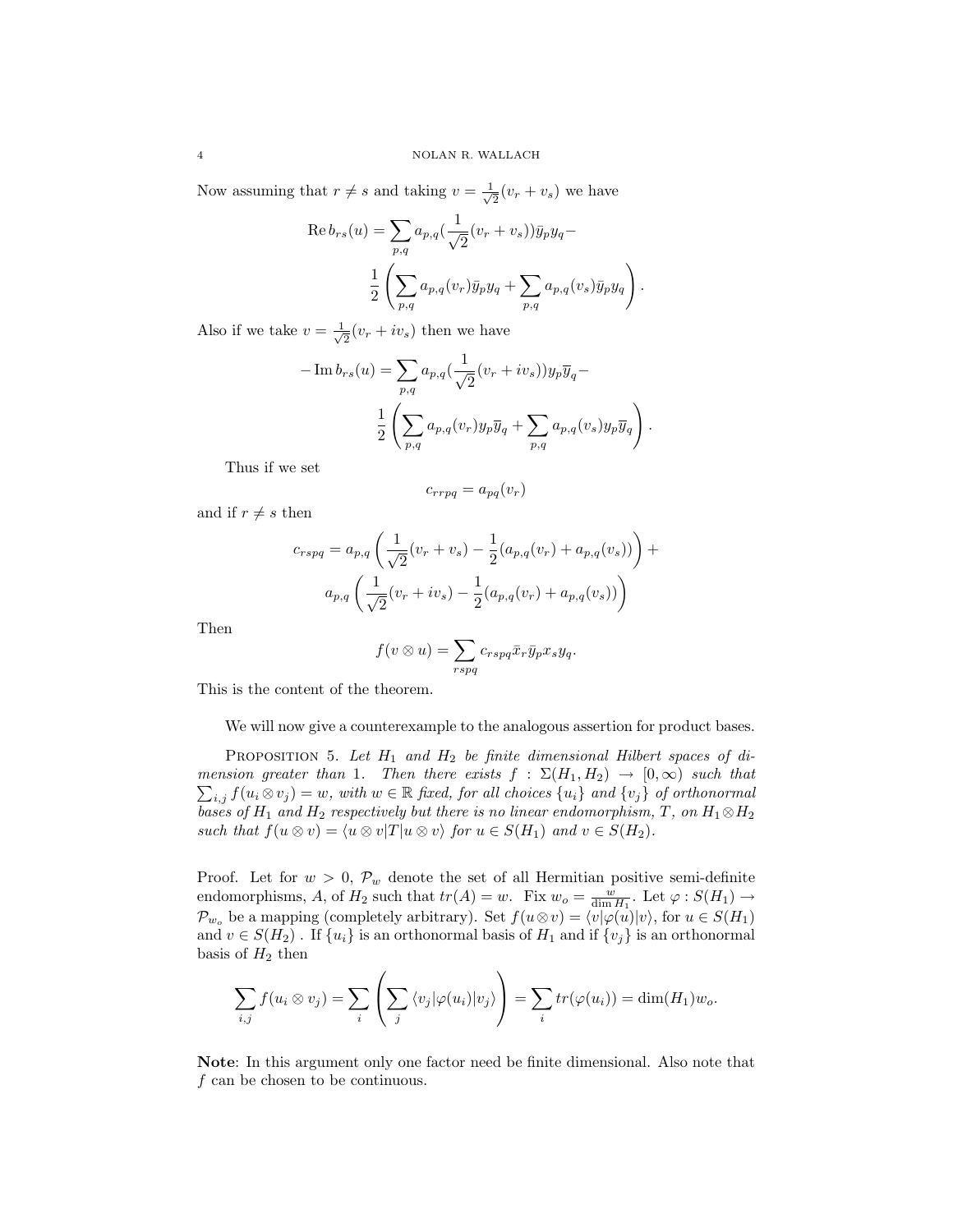Now assuming that $r \neq s$ and taking $v = \frac{1}{\sqrt{2}}(v_r + v_s)$ we have

$$\operatorname{Re} b_{rs}(u) = \sum_{p,q} a_{p,q}(\frac{1}{\sqrt{2}}(v_r + v_s))\bar{y}_p y_q -$$
$$\frac{1}{2}\left(\sum_{p,q} a_{p,q}(v_r)\bar{y}_p y_q + \sum_{p,q} a_{p,q}(v_s)\bar{y}_p y_q\right).$$

Also if we take $v = \frac{1}{\sqrt{2}}(v_r + iv_s)$ then we have

$$-\operatorname{Im} b_{rs}(u) = \sum_{p,q} a_{p,q}(\frac{1}{\sqrt{2}}(v_r + iv_s))y_p\overline{y}_q -$$
$$\frac{1}{2}\left(\sum_{p,q} a_{p,q}(v_r)y_p\overline{y}_q + \sum_{p,q} a_{p,q}(v_s)y_p\overline{y}_q\right).$$

Thus if we set

$$c_{rrpq} = a_{pq}(v_r)$$

and if $r \neq s$ then

$$c_{rspq} = a_{p,q}\left(\frac{1}{\sqrt{2}}(v_r + v_s) - \frac{1}{2}(a_{p,q}(v_r) + a_{p,q}(v_s))\right) +$$
$$a_{p,q}\left(\frac{1}{\sqrt{2}}(v_r + iv_s) - \frac{1}{2}(a_{p,q}(v_r) + a_{p,q}(v_s))\right)$$

Then

$$f(v \otimes u) = \sum_{rspq} c_{rspq}\bar{x}_r\bar{y}_p x_s y_q.$$

This is the content of the theorem.

We will now give a counterexample to the analogous assertion for product bases.

Proposition 5. *Let $H_1$ and $H_2$ be finite dimensional Hilbert spaces of dimension greater than 1. Then there exists $f : \Sigma(H_1, H_2) \to [0, \infty)$ such that $\sum_{i,j} f(u_i \otimes v_j) = w$, with $w \in \mathbb{R}$ fixed, for all choices $\{u_i\}$ and $\{v_j\}$ of orthonormal bases of $H_1$ and $H_2$ respectively but there is no linear endomorphism, $T$, on $H_1 \otimes H_2$ such that $f(u \otimes v) = \langle u \otimes v|T|u \otimes v\rangle$ for $u \in S(H_1)$ and $v \in S(H_2)$.*

Proof. Let for $w > 0$, $\mathcal{P}_w$ denote the set of all Hermitian positive semi-definite endomorphisms, $A$, of $H_2$ such that $tr(A) = w$. Fix $w_o = \frac{w}{\dim H_1}$. Let $\varphi : S(H_1) \to \mathcal{P}_{w_o}$ be a mapping (completely arbitrary). Set $f(u \otimes v) = \langle v|\varphi(u)|v\rangle$, for $u \in S(H_1)$ and $v \in S(H_2)$ . If $\{u_i\}$ is an orthonormal basis of $H_1$ and if $\{v_j\}$ is an orthonormal basis of $H_2$ then

$$\sum_{i,j} f(u_i \otimes v_j) = \sum_i \left(\sum_j \langle v_j|\varphi(u_i)|v_j\rangle\right) = \sum_i tr(\varphi(u_i)) = \dim(H_1)w_o.$$

**Note**: In this argument only one factor need be finite dimensional. Also note that $f$ can be chosen to be continuous.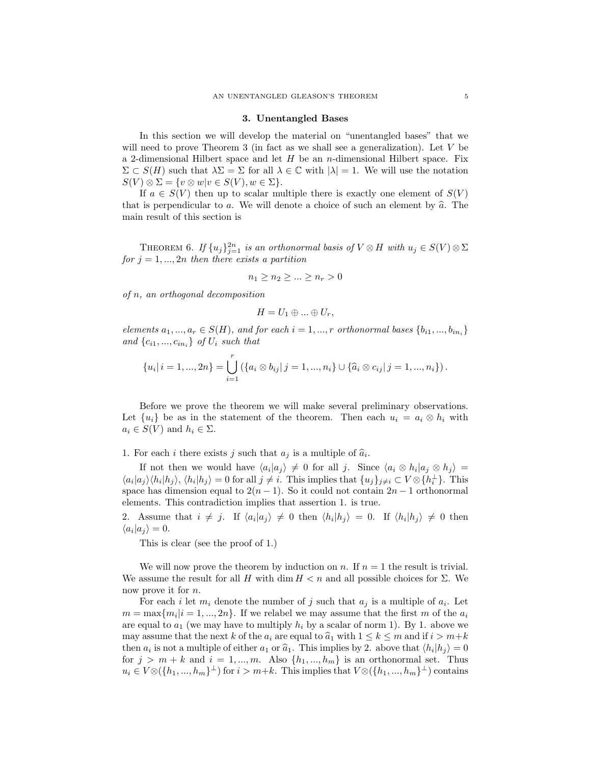## 3. Unentangled Bases

In this section we will develop the material on "unentangled bases" that we will need to prove Theorem 3 (in fact as we shall see a generalization). Let $V$ be a 2-dimensional Hilbert space and let $H$ be an $n$-dimensional Hilbert space. Fix $\Sigma \subset S(H)$ such that $\lambda\Sigma = \Sigma$ for all $\lambda \in \mathbb{C}$ with $|\lambda| = 1$. We will use the notation $S(V) \otimes \Sigma = \{v \otimes w | v \in S(V), w \in \Sigma\}$.

If $a \in S(V)$ then up to scalar multiple there is exactly one element of $S(V)$ that is perpendicular to $a$. We will denote a choice of such an element by $\widehat{a}$. The main result of this section is

Theorem 6. *If $\{u_j\}_{j=1}^{2n}$ is an orthonormal basis of $V \otimes H$ with $u_j \in S(V) \otimes \Sigma$ for $j = 1, ..., 2n$ then there exists a partition*

$$n_1 \geq n_2 \geq ... \geq n_r > 0$$

*of $n$, an orthogonal decomposition*

$$H = U_1 \oplus ... \oplus U_r,$$

*elements $a_1, ..., a_r \in S(H)$, and for each $i = 1, ..., r$ orthonormal bases $\{b_{i1}, ..., b_{in_i}\}$ and $\{c_{i1}, ..., c_{in_i}\}$ of $U_i$ such that*

$$\{u_i | \, i = 1, ..., 2n\} = \bigcup_{i=1}^{r} \left( \{a_i \otimes b_{ij} | \, j = 1, ..., n_i\} \cup \{\widehat{a}_i \otimes c_{ij} | \, j = 1, ..., n_i\} \right).$$

Before we prove the theorem we will make several preliminary observations. Let $\{u_i\}$ be as in the statement of the theorem. Then each $u_i = a_i \otimes h_i$ with $a_i \in S(V)$ and $h_i \in \Sigma$.

1. For each $i$ there exists $j$ such that $a_j$ is a multiple of $\widehat{a}_i$.

If not then we would have $\langle a_i | a_j \rangle \neq 0$ for all $j$. Since $\langle a_i \otimes h_i | a_j \otimes h_j \rangle = \langle a_i | a_j \rangle \langle h_i | h_j \rangle$, $\langle h_i | h_j \rangle = 0$ for all $j \neq i$. This implies that $\{u_j\}_{j \neq i} \subset V \otimes \{h_i^{\perp}\}$. This space has dimension equal to $2(n-1)$. So it could not contain $2n-1$ orthonormal elements. This contradiction implies that assertion 1. is true.

2. Assume that $i \neq j$. If $\langle a_i | a_j \rangle \neq 0$ then $\langle h_i | h_j \rangle = 0$. If $\langle h_i | h_j \rangle \neq 0$ then $\langle a_i | a_j \rangle = 0$.

This is clear (see the proof of 1.)

We will now prove the theorem by induction on $n$. If $n = 1$ the result is trivial. We assume the result for all $H$ with $\dim H < n$ and all possible choices for $\Sigma$. We now prove it for $n$.

For each $i$ let $m_i$ denote the number of $j$ such that $a_j$ is a multiple of $a_i$. Let $m = \max\{m_i | i = 1, ..., 2n\}$. If we relabel we may assume that the first $m$ of the $a_i$ are equal to $a_1$ (we may have to multiply $h_i$ by a scalar of norm 1). By 1. above we may assume that the next $k$ of the $a_i$ are equal to $\widehat{a}_1$ with $1 \leq k \leq m$ and if $i > m+k$ then $a_i$ is not a multiple of either $a_1$ or $\widehat{a}_1$. This implies by 2. above that $\langle h_i | h_j \rangle = 0$ for $j > m + k$ and $i = 1, ..., m$. Also $\{h_1, ..., h_m\}$ is an orthonormal set. Thus $u_i \in V \otimes (\{h_1, ..., h_m\}^{\perp})$ for $i > m+k$. This implies that $V \otimes (\{h_1, ..., h_m\}^{\perp})$ contains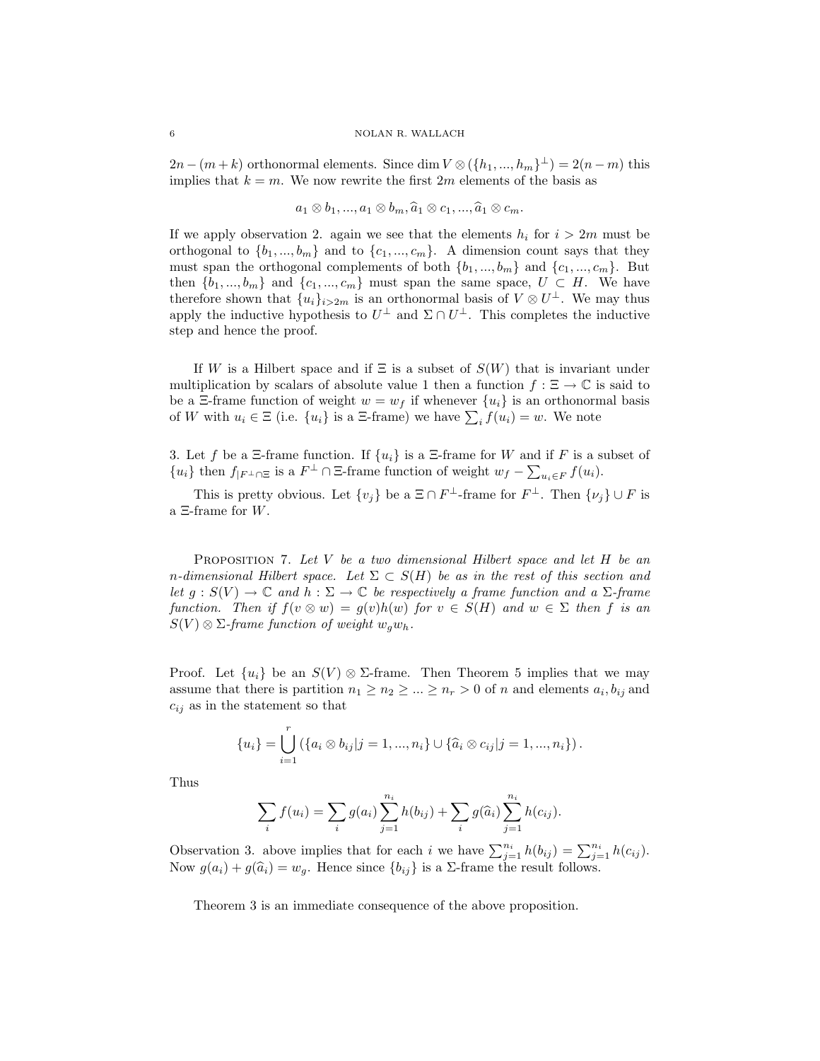$2n-(m+k)$ orthonormal elements. Since $\dim V\otimes(\{h_1,...,h_m\}^{\perp})=2(n-m)$ this implies that $k=m$. We now rewrite the first $2m$ elements of the basis as

$$a_1\otimes b_1,...,a_1\otimes b_m,\widehat{a}_1\otimes c_1,...,\widehat{a}_1\otimes c_m.$$

If we apply observation 2. again we see that the elements $h_i$ for $i>2m$ must be orthogonal to $\{b_1,...,b_m\}$ and to $\{c_1,...,c_m\}$. A dimension count says that they must span the orthogonal complements of both $\{b_1,...,b_m\}$ and $\{c_1,...,c_m\}$. But then $\{b_1,...,b_m\}$ and $\{c_1,...,c_m\}$ must span the same space, $U\subset H$. We have therefore shown that $\{u_i\}_{i>2m}$ is an orthonormal basis of $V\otimes U^{\perp}$. We may thus apply the inductive hypothesis to $U^{\perp}$ and $\Sigma\cap U^{\perp}$. This completes the inductive step and hence the proof.

If $W$ is a Hilbert space and if $\Xi$ is a subset of $S(W)$ that is invariant under multiplication by scalars of absolute value 1 then a function $f:\Xi\rightarrow\mathbb{C}$ is said to be a $\Xi$-frame function of weight $w=w_f$ if whenever $\{u_i\}$ is an orthonormal basis of $W$ with $u_i\in\Xi$ (i.e. $\{u_i\}$ is a $\Xi$-frame) we have $\sum_i f(u_i)=w$. We note

3. Let $f$ be a $\Xi$-frame function. If $\{u_i\}$ is a $\Xi$-frame for $W$ and if $F$ is a subset of $\{u_i\}$ then $f_{|F^{\perp}\cap\Xi}$ is a $F^{\perp}\cap\Xi$-frame function of weight $w_f-\sum_{u_i\in F}f(u_i)$.

This is pretty obvious. Let $\{v_j\}$ be a $\Xi\cap F^{\perp}$-frame for $F^{\perp}$. Then $\{\nu_j\}\cup F$ is a $\Xi$-frame for $W$.

Proposition 7. *Let $V$ be a two dimensional Hilbert space and let $H$ be an $n$-dimensional Hilbert space. Let $\Sigma\subset S(H)$ be as in the rest of this section and let $g:S(V)\rightarrow\mathbb{C}$ and $h:\Sigma\rightarrow\mathbb{C}$ be respectively a frame function and a $\Sigma$-frame function. Then if $f(v\otimes w)=g(v)h(w)$ for $v\in S(H)$ and $w\in\Sigma$ then $f$ is an $S(V)\otimes\Sigma$-frame function of weight $w_gw_h$.*

Proof. Let $\{u_i\}$ be an $S(V)\otimes\Sigma$-frame. Then Theorem 5 implies that we may assume that there is partition $n_1\geq n_2\geq...\geq n_r>0$ of $n$ and elements $a_i,b_{ij}$ and $c_{ij}$ as in the statement so that

$$\{u_i\}=\bigcup_{i=1}^{r}\left(\{a_i\otimes b_{ij}|j=1,...,n_i\}\cup\{\widehat{a}_i\otimes c_{ij}|j=1,...,n_i\}\right).$$

Thus

$$\sum_i f(u_i)=\sum_i g(a_i)\sum_{j=1}^{n_i}h(b_{ij})+\sum_i g(\widehat{a}_i)\sum_{j=1}^{n_i}h(c_{ij}).$$

Observation 3. above implies that for each $i$ we have $\sum_{j=1}^{n_i}h(b_{ij})=\sum_{j=1}^{n_i}h(c_{ij})$. Now $g(a_i)+g(\widehat{a}_i)=w_g$. Hence since $\{b_{ij}\}$ is a $\Sigma$-frame the result follows.

Theorem 3 is an immediate consequence of the above proposition.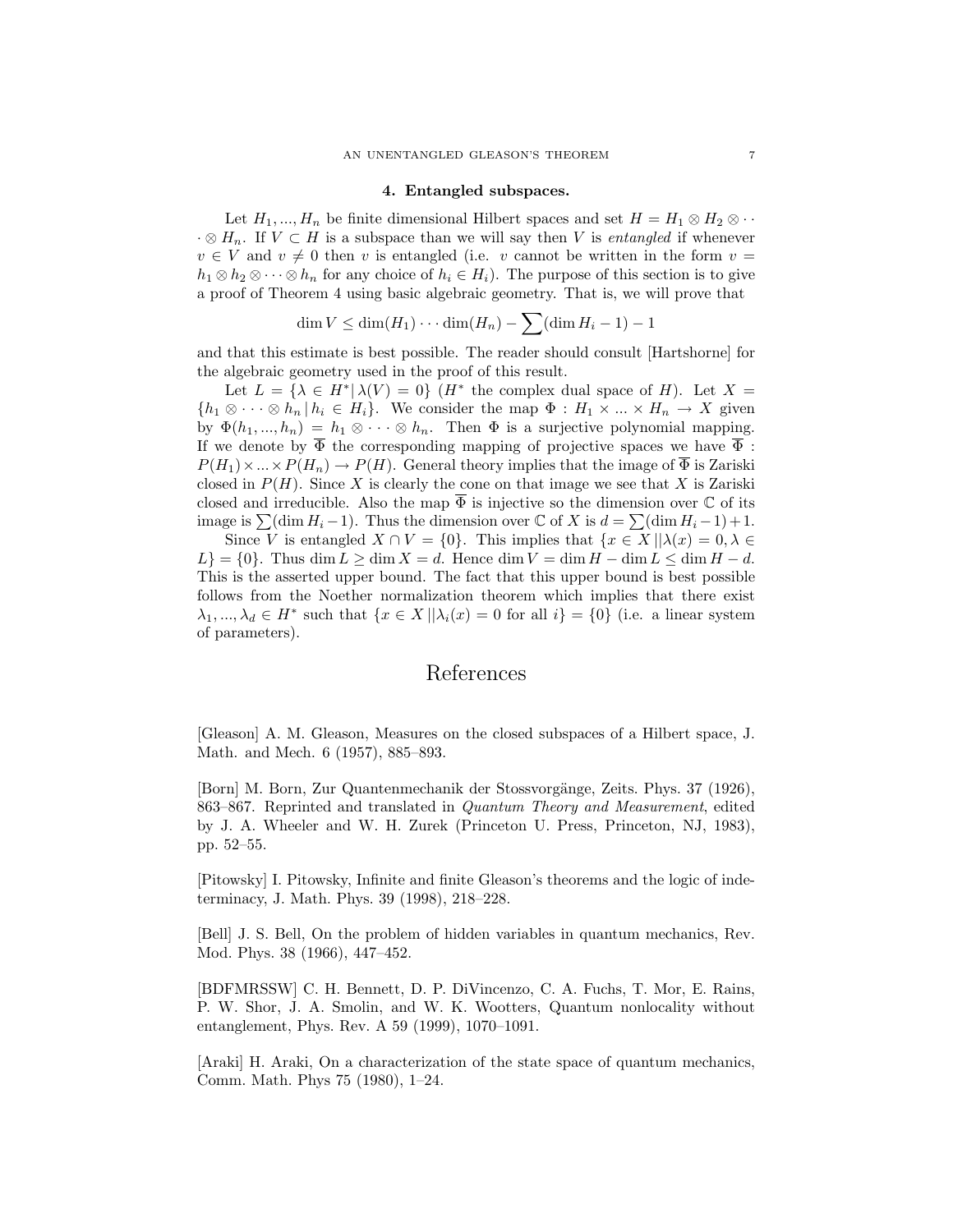## 4. Entangled subspaces.

Let $H_1, ..., H_n$ be finite dimensional Hilbert spaces and set $H = H_1 \otimes H_2 \otimes \cdots \otimes H_n$. If $V \subset H$ is a subspace than we will say then $V$ is *entangled* if whenever $v \in V$ and $v \neq 0$ then $v$ is entangled (i.e. $v$ cannot be written in the form $v = h_1 \otimes h_2 \otimes \cdots \otimes h_n$ for any choice of $h_i \in H_i$). The purpose of this section is to give a proof of Theorem 4 using basic algebraic geometry. That is, we will prove that

$$\dim V \leq \dim(H_1) \cdots \dim(H_n) - \sum(\dim H_i - 1) - 1$$

and that this estimate is best possible. The reader should consult [Hartshorne] for the algebraic geometry used in the proof of this result.

Let $L = \{\lambda \in H^* | \lambda(V) = 0\}$ ($H^*$ the complex dual space of $H$). Let $X = \{h_1 \otimes \cdots \otimes h_n \,|\, h_i \in H_i\}$. We consider the map $\Phi : H_1 \times ... \times H_n \to X$ given by $\Phi(h_1, ..., h_n) = h_1 \otimes \cdots \otimes h_n$. Then $\Phi$ is a surjective polynomial mapping. If we denote by $\overline{\Phi}$ the corresponding mapping of projective spaces we have $\overline{\Phi} : P(H_1) \times ... \times P(H_n) \to P(H)$. General theory implies that the image of $\overline{\Phi}$ is Zariski closed in $P(H)$. Since $X$ is clearly the cone on that image we see that $X$ is Zariski closed and irreducible. Also the map $\overline{\Phi}$ is injective so the dimension over $\mathbb{C}$ of its image is $\sum(\dim H_i - 1)$. Thus the dimension over $\mathbb{C}$ of $X$ is $d = \sum(\dim H_i - 1) + 1$.

Since $V$ is entangled $X \cap V = \{0\}$. This implies that $\{x \in X \,||\lambda(x) = 0, \lambda \in L\} = \{0\}$. Thus $\dim L \geq \dim X = d$. Hence $\dim V = \dim H - \dim L \leq \dim H - d$. This is the asserted upper bound. The fact that this upper bound is best possible follows from the Noether normalization theorem which implies that there exist $\lambda_1, ..., \lambda_d \in H^*$ such that $\{x \in X \,||\lambda_i(x) = 0 \text{ for all } i\} = \{0\}$ (i.e. a linear system of parameters).

# References

[Gleason] A. M. Gleason, Measures on the closed subspaces of a Hilbert space, J. Math. and Mech. 6 (1957), 885–893.

[Born] M. Born, Zur Quantenmechanik der Stossvorgänge, Zeits. Phys. 37 (1926), 863–867. Reprinted and translated in *Quantum Theory and Measurement*, edited by J. A. Wheeler and W. H. Zurek (Princeton U. Press, Princeton, NJ, 1983), pp. 52–55.

[Pitowsky] I. Pitowsky, Infinite and finite Gleason's theorems and the logic of indeterminacy, J. Math. Phys. 39 (1998), 218–228.

[Bell] J. S. Bell, On the problem of hidden variables in quantum mechanics, Rev. Mod. Phys. 38 (1966), 447–452.

[BDFMRSSW] C. H. Bennett, D. P. DiVincenzo, C. A. Fuchs, T. Mor, E. Rains, P. W. Shor, J. A. Smolin, and W. K. Wootters, Quantum nonlocality without entanglement, Phys. Rev. A 59 (1999), 1070–1091.

[Araki] H. Araki, On a characterization of the state space of quantum mechanics, Comm. Math. Phys 75 (1980), 1–24.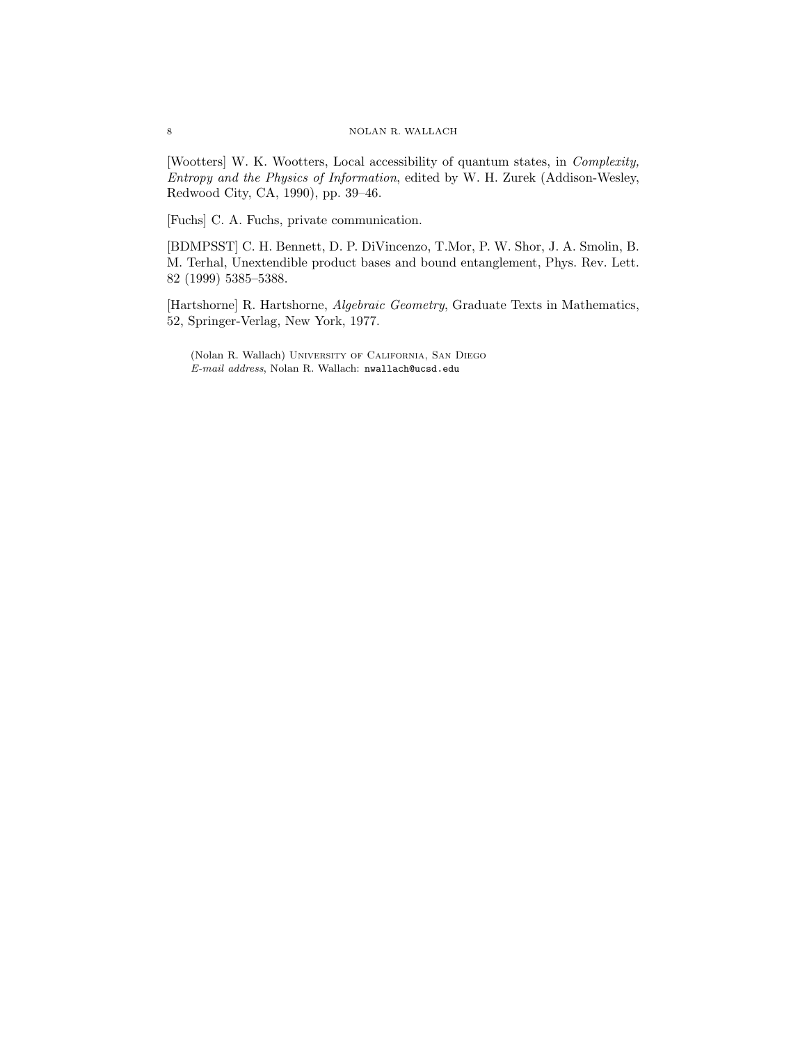[Wootters] W. K. Wootters, Local accessibility of quantum states, in *Complexity, Entropy and the Physics of Information*, edited by W. H. Zurek (Addison-Wesley, Redwood City, CA, 1990), pp. 39–46.

[Fuchs] C. A. Fuchs, private communication.

[BDMPSST] C. H. Bennett, D. P. DiVincenzo, T.Mor, P. W. Shor, J. A. Smolin, B. M. Terhal, Unextendible product bases and bound entanglement, Phys. Rev. Lett. 82 (1999) 5385–5388.

[Hartshorne] R. Hartshorne, *Algebraic Geometry*, Graduate Texts in Mathematics, 52, Springer-Verlag, New York, 1977.

(Nolan R. Wallach) University of California, San Diego
*E-mail address*, Nolan R. Wallach: `nwallach@ucsd.edu`